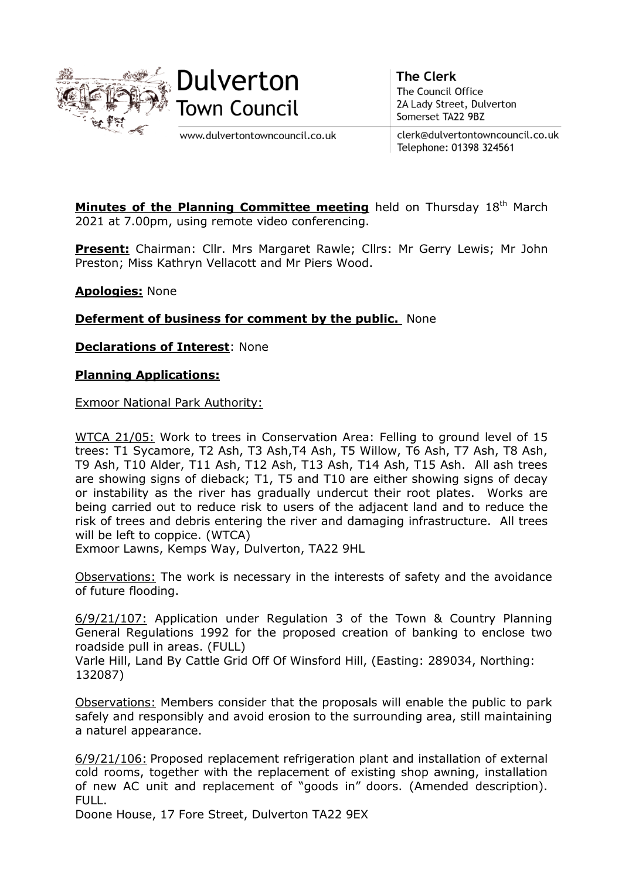Dulverton
Town Council

www.dulvertontowncouncil.co.uk

**The Clerk**
The Council Office
2A Lady Street, Dulverton
Somerset TA22 9BZ

clerk@dulvertontowncouncil.co.uk
Telephone: 01398 324561

**Minutes of the Planning Committee meeting** held on Thursday 18th March 2021 at 7.00pm, using remote video conferencing.

**Present:** Chairman: Cllr. Mrs Margaret Rawle; Cllrs: Mr Gerry Lewis; Mr John Preston; Miss Kathryn Vellacott and Mr Piers Wood.

**Apologies:** None

**Deferment of business for comment by the public.** None

**Declarations of Interest**: None

**Planning Applications:**

Exmoor National Park Authority:

WTCA 21/05: Work to trees in Conservation Area: Felling to ground level of 15 trees: T1 Sycamore, T2 Ash, T3 Ash,T4 Ash, T5 Willow, T6 Ash, T7 Ash, T8 Ash, T9 Ash, T10 Alder, T11 Ash, T12 Ash, T13 Ash, T14 Ash, T15 Ash. All ash trees are showing signs of dieback; T1, T5 and T10 are either showing signs of decay or instability as the river has gradually undercut their root plates. Works are being carried out to reduce risk to users of the adjacent land and to reduce the risk of trees and debris entering the river and damaging infrastructure. All trees will be left to coppice. (WTCA)
Exmoor Lawns, Kemps Way, Dulverton, TA22 9HL

Observations: The work is necessary in the interests of safety and the avoidance of future flooding.

6/9/21/107: Application under Regulation 3 of the Town & Country Planning General Regulations 1992 for the proposed creation of banking to enclose two roadside pull in areas. (FULL)
Varle Hill, Land By Cattle Grid Off Of Winsford Hill, (Easting: 289034, Northing: 132087)

Observations: Members consider that the proposals will enable the public to park safely and responsibly and avoid erosion to the surrounding area, still maintaining a naturel appearance.

6/9/21/106: Proposed replacement refrigeration plant and installation of external cold rooms, together with the replacement of existing shop awning, installation of new AC unit and replacement of "goods in" doors. (Amended description). FULL.
Doone House, 17 Fore Street, Dulverton TA22 9EX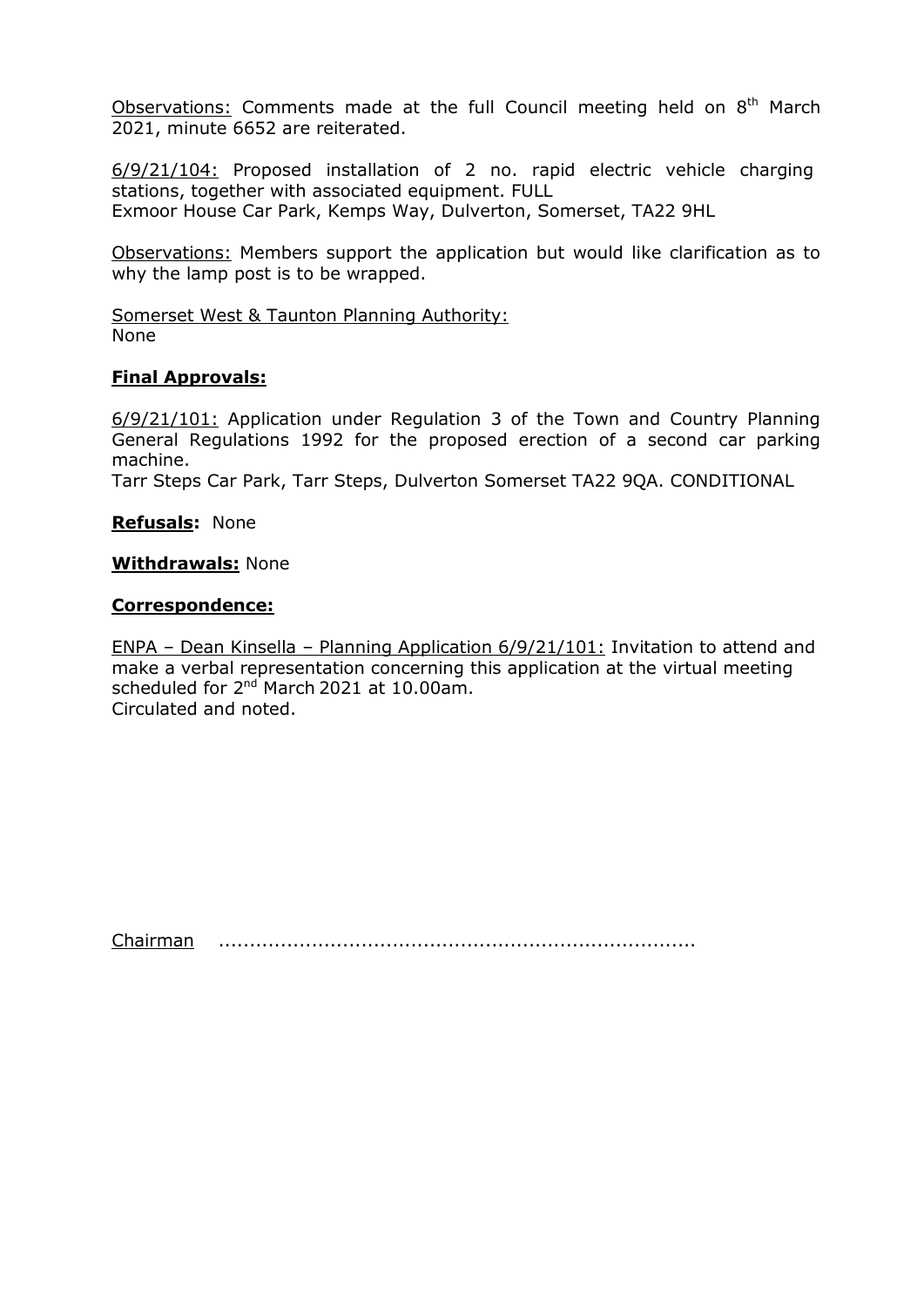Observations: Comments made at the full Council meeting held on 8th March 2021, minute 6652 are reiterated.

6/9/21/104: Proposed installation of 2 no. rapid electric vehicle charging stations, together with associated equipment. FULL
Exmoor House Car Park, Kemps Way, Dulverton, Somerset, TA22 9HL

Observations: Members support the application but would like clarification as to why the lamp post is to be wrapped.

Somerset West & Taunton Planning Authority:
None

**Final Approvals:**

6/9/21/101: Application under Regulation 3 of the Town and Country Planning General Regulations 1992 for the proposed erection of a second car parking machine.
Tarr Steps Car Park, Tarr Steps, Dulverton Somerset TA22 9QA. CONDITIONAL

**Refusals:** None

**Withdrawals:** None

**Correspondence:**

ENPA – Dean Kinsella – Planning Application 6/9/21/101: Invitation to attend and make a verbal representation concerning this application at the virtual meeting scheduled for 2nd March 2021 at 10.00am.
Circulated and noted.

Chairman ..........................................................................